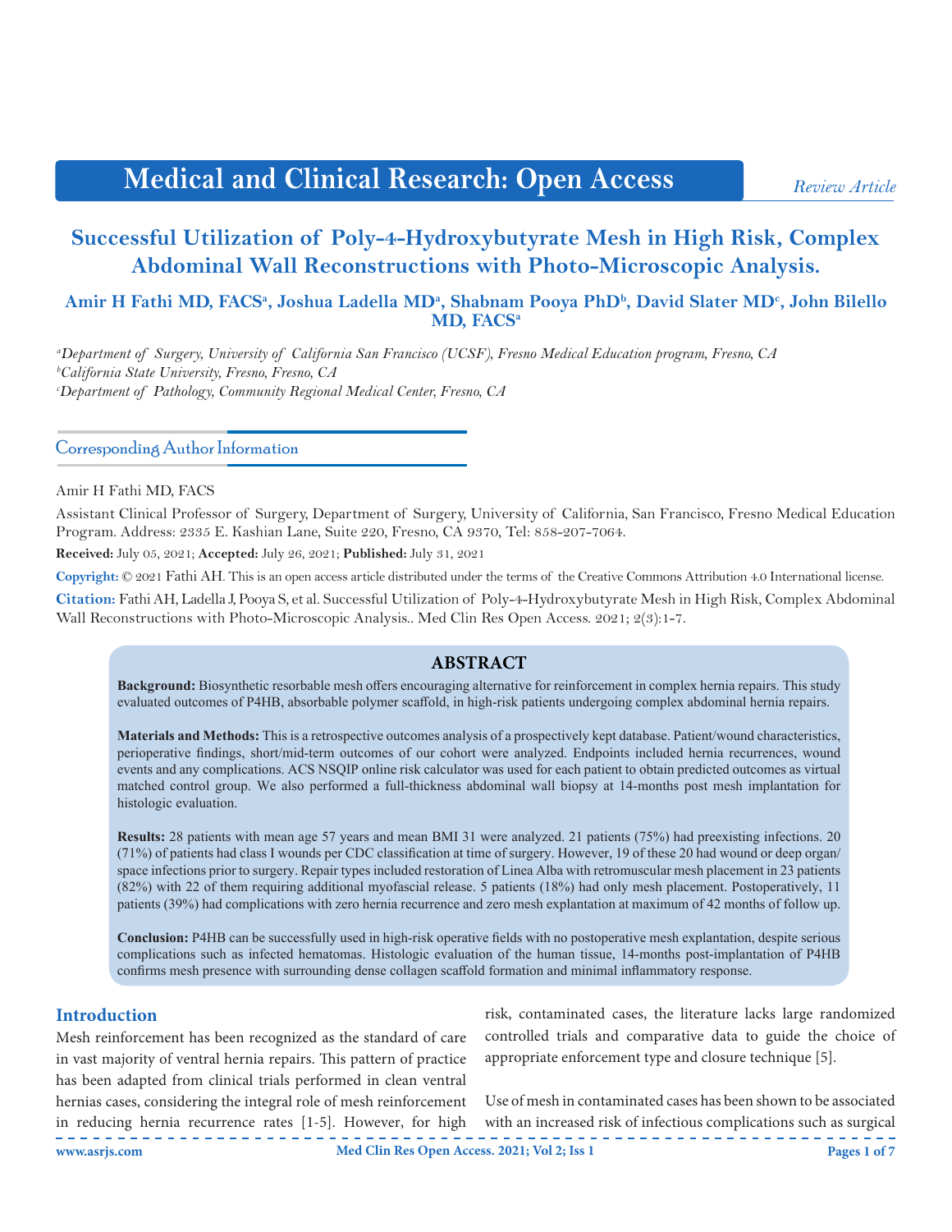# Successful Utilization of Poly-4-Hydroxybutyrate Mesh in High Risk, Complex Abdominal Wall Reconstructions with Photo-Microscopic Analysis.

*Review Article*

**Amir H Fathi MD, FACS[a], Joshua Ladella MD[a], Shabnam Pooya PhD[b], David Slater MD[c], John Bilello MD, FACS[a]**

[a]*Department of Surgery, University of California San Francisco (UCSF), Fresno Medical Education program, Fresno, CA*
[b]*California State University, Fresno, Fresno, CA*
[c]*Department of Pathology, Community Regional Medical Center, Fresno, CA*

## Corresponding Author Information

Amir H Fathi MD, FACS

Assistant Clinical Professor of Surgery, Department of Surgery, University of California, San Francisco, Fresno Medical Education Program. Address: 2335 E. Kashian Lane, Suite 220, Fresno, CA 9370, Tel: 858-207-7064.

**Received:** July 05, 2021; **Accepted:** July 26, 2021; **Published:** July 31, 2021

**Copyright:** © 2021 Fathi AH. This is an open access article distributed under the terms of the Creative Commons Attribution 4.0 International license.

**Citation:** Fathi AH, Ladella J, Pooya S, et al. Successful Utilization of Poly-4-Hydroxybutyrate Mesh in High Risk, Complex Abdominal Wall Reconstructions with Photo-Microscopic Analysis.. Med Clin Res Open Access. 2021; 2(3):1-7.

## ABSTRACT

**Background:** Biosynthetic resorbable mesh offers encouraging alternative for reinforcement in complex hernia repairs. This study evaluated outcomes of P4HB, absorbable polymer scaffold, in high-risk patients undergoing complex abdominal hernia repairs.

**Materials and Methods:** This is a retrospective outcomes analysis of a prospectively kept database. Patient/wound characteristics, perioperative findings, short/mid-term outcomes of our cohort were analyzed. Endpoints included hernia recurrences, wound events and any complications. ACS NSQIP online risk calculator was used for each patient to obtain predicted outcomes as virtual matched control group. We also performed a full-thickness abdominal wall biopsy at 14-months post mesh implantation for histologic evaluation.

**Results:** 28 patients with mean age 57 years and mean BMI 31 were analyzed. 21 patients (75%) had preexisting infections. 20 (71%) of patients had class I wounds per CDC classification at time of surgery. However, 19 of these 20 had wound or deep organ/space infections prior to surgery. Repair types included restoration of Linea Alba with retromuscular mesh placement in 23 patients (82%) with 22 of them requiring additional myofascial release. 5 patients (18%) had only mesh placement. Postoperatively, 11 patients (39%) had complications with zero hernia recurrence and zero mesh explantation at maximum of 42 months of follow up.

**Conclusion:** P4HB can be successfully used in high-risk operative fields with no postoperative mesh explantation, despite serious complications such as infected hematomas. Histologic evaluation of the human tissue, 14-months post-implantation of P4HB confirms mesh presence with surrounding dense collagen scaffold formation and minimal inflammatory response.

## Introduction

Mesh reinforcement has been recognized as the standard of care in vast majority of ventral hernia repairs. This pattern of practice has been adapted from clinical trials performed in clean ventral hernias cases, considering the integral role of mesh reinforcement in reducing hernia recurrence rates [1-5]. However, for high risk, contaminated cases, the literature lacks large randomized controlled trials and comparative data to guide the choice of appropriate enforcement type and closure technique [5].

Use of mesh in contaminated cases has been shown to be associated with an increased risk of infectious complications such as surgical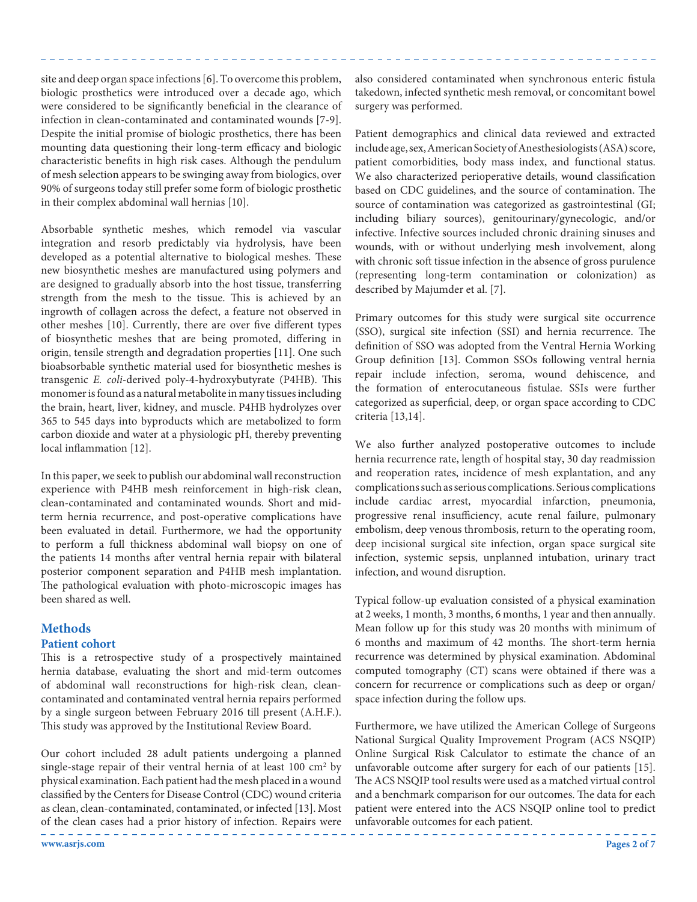site and deep organ space infections [6]. To overcome this problem, biologic prosthetics were introduced over a decade ago, which were considered to be significantly beneficial in the clearance of infection in clean-contaminated and contaminated wounds [7-9]. Despite the initial promise of biologic prosthetics, there has been mounting data questioning their long-term efficacy and biologic characteristic benefits in high risk cases. Although the pendulum of mesh selection appears to be swinging away from biologics, over 90% of surgeons today still prefer some form of biologic prosthetic in their complex abdominal wall hernias [10].

Absorbable synthetic meshes, which remodel via vascular integration and resorb predictably via hydrolysis, have been developed as a potential alternative to biological meshes. These new biosynthetic meshes are manufactured using polymers and are designed to gradually absorb into the host tissue, transferring strength from the mesh to the tissue. This is achieved by an ingrowth of collagen across the defect, a feature not observed in other meshes [10]. Currently, there are over five different types of biosynthetic meshes that are being promoted, differing in origin, tensile strength and degradation properties [11]. One such bioabsorbable synthetic material used for biosynthetic meshes is transgenic *E. coli*-derived poly-4-hydroxybutyrate (P4HB). This monomer is found as a natural metabolite in many tissues including the brain, heart, liver, kidney, and muscle. P4HB hydrolyzes over 365 to 545 days into byproducts which are metabolized to form carbon dioxide and water at a physiologic pH, thereby preventing local inflammation [12].

In this paper, we seek to publish our abdominal wall reconstruction experience with P4HB mesh reinforcement in high-risk clean, clean-contaminated and contaminated wounds. Short and mid-term hernia recurrence, and post-operative complications have been evaluated in detail. Furthermore, we had the opportunity to perform a full thickness abdominal wall biopsy on one of the patients 14 months after ventral hernia repair with bilateral posterior component separation and P4HB mesh implantation. The pathological evaluation with photo-microscopic images has been shared as well.

## Methods

### Patient cohort

This is a retrospective study of a prospectively maintained hernia database, evaluating the short and mid-term outcomes of abdominal wall reconstructions for high-risk clean, clean-contaminated and contaminated ventral hernia repairs performed by a single surgeon between February 2016 till present (A.H.F.). This study was approved by the Institutional Review Board.

Our cohort included 28 adult patients undergoing a planned single-stage repair of their ventral hernia of at least 100 $cm^2$ by physical examination. Each patient had the mesh placed in a wound classified by the Centers for Disease Control (CDC) wound criteria as clean, clean-contaminated, contaminated, or infected [13]. Most of the clean cases had a prior history of infection. Repairs were also considered contaminated when synchronous enteric fistula takedown, infected synthetic mesh removal, or concomitant bowel surgery was performed.

Patient demographics and clinical data reviewed and extracted include age, sex, American Society of Anesthesiologists (ASA) score, patient comorbidities, body mass index, and functional status. We also characterized perioperative details, wound classification based on CDC guidelines, and the source of contamination. The source of contamination was categorized as gastrointestinal (GI; including biliary sources), genitourinary/gynecologic, and/or infective. Infective sources included chronic draining sinuses and wounds, with or without underlying mesh involvement, along with chronic soft tissue infection in the absence of gross purulence (representing long-term contamination or colonization) as described by Majumder et al. [7].

Primary outcomes for this study were surgical site occurrence (SSO), surgical site infection (SSI) and hernia recurrence. The definition of SSO was adopted from the Ventral Hernia Working Group definition [13]. Common SSOs following ventral hernia repair include infection, seroma, wound dehiscence, and the formation of enterocutaneous fistulae. SSIs were further categorized as superficial, deep, or organ space according to CDC criteria [13,14].

We also further analyzed postoperative outcomes to include hernia recurrence rate, length of hospital stay, 30 day readmission and reoperation rates, incidence of mesh explantation, and any complications such as serious complications. Serious complications include cardiac arrest, myocardial infarction, pneumonia, progressive renal insufficiency, acute renal failure, pulmonary embolism, deep venous thrombosis, return to the operating room, deep incisional surgical site infection, organ space surgical site infection, systemic sepsis, unplanned intubation, urinary tract infection, and wound disruption.

Typical follow-up evaluation consisted of a physical examination at 2 weeks, 1 month, 3 months, 6 months, 1 year and then annually. Mean follow up for this study was 20 months with minimum of 6 months and maximum of 42 months. The short-term hernia recurrence was determined by physical examination. Abdominal computed tomography (CT) scans were obtained if there was a concern for recurrence or complications such as deep or organ/space infection during the follow ups.

Furthermore, we have utilized the American College of Surgeons National Surgical Quality Improvement Program (ACS NSQIP) Online Surgical Risk Calculator to estimate the chance of an unfavorable outcome after surgery for each of our patients [15]. The ACS NSQIP tool results were used as a matched virtual control and a benchmark comparison for our outcomes. The data for each patient were entered into the ACS NSQIP online tool to predict unfavorable outcomes for each patient.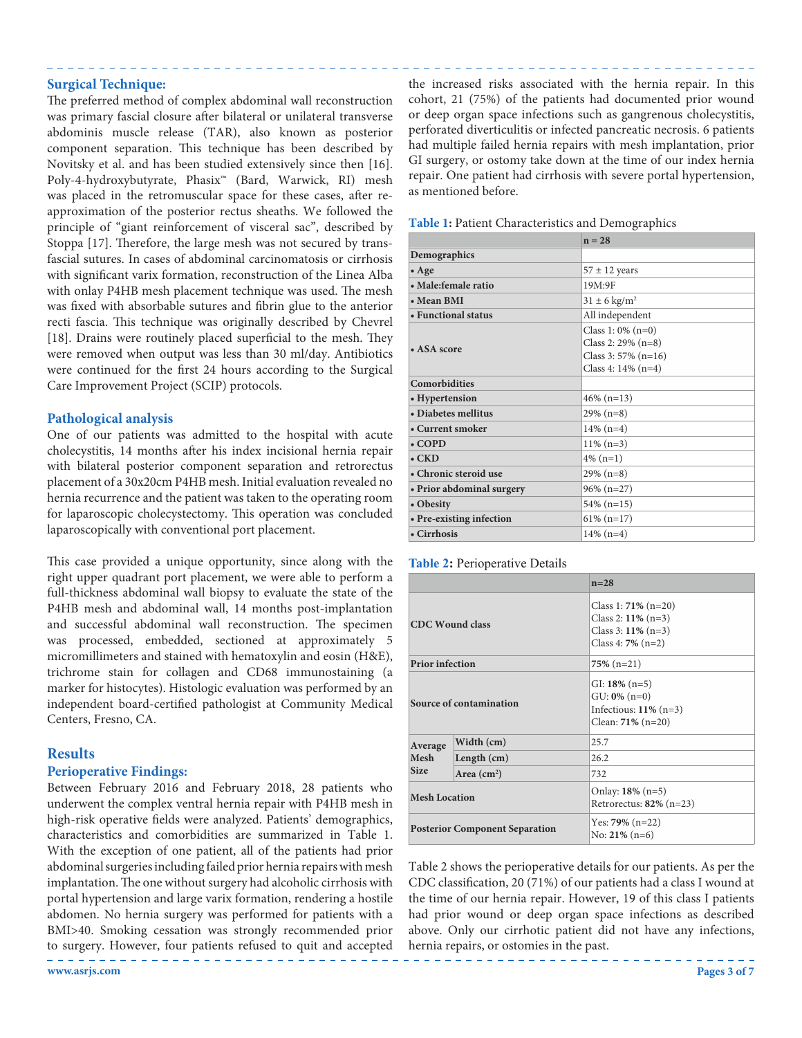### Surgical Technique:

The preferred method of complex abdominal wall reconstruction was primary fascial closure after bilateral or unilateral transverse abdominis muscle release (TAR), also known as posterior component separation. This technique has been described by Novitsky et al. and has been studied extensively since then [16]. Poly-4-hydroxybutyrate, Phasix™ (Bard, Warwick, RI) mesh was placed in the retromuscular space for these cases, after re-approximation of the posterior rectus sheaths. We followed the principle of "giant reinforcement of visceral sac", described by Stoppa [17]. Therefore, the large mesh was not secured by trans-fascial sutures. In cases of abdominal carcinomatosis or cirrhosis with significant varix formation, reconstruction of the Linea Alba with onlay P4HB mesh placement technique was used. The mesh was fixed with absorbable sutures and fibrin glue to the anterior recti fascia. This technique was originally described by Chevrel [18]. Drains were routinely placed superficial to the mesh. They were removed when output was less than 30 ml/day. Antibiotics were continued for the first 24 hours according to the Surgical Care Improvement Project (SCIP) protocols.

### Pathological analysis

One of our patients was admitted to the hospital with acute cholecystitis, 14 months after his index incisional hernia repair with bilateral posterior component separation and retrorectus placement of a 30x20cm P4HB mesh. Initial evaluation revealed no hernia recurrence and the patient was taken to the operating room for laparoscopic cholecystectomy. This operation was concluded laparoscopically with conventional port placement.

This case provided a unique opportunity, since along with the right upper quadrant port placement, we were able to perform a full-thickness abdominal wall biopsy to evaluate the state of the P4HB mesh and abdominal wall, 14 months post-implantation and successful abdominal wall reconstruction. The specimen was processed, embedded, sectioned at approximately 5 micromillimeters and stained with hematoxylin and eosin (H&E), trichrome stain for collagen and CD68 immunostaining (a marker for histocytes). Histologic evaluation was performed by an independent board-certified pathologist at Community Medical Centers, Fresno, CA.

## Results

### Perioperative Findings:

Between February 2016 and February 2018, 28 patients who underwent the complex ventral hernia repair with P4HB mesh in high-risk operative fields were analyzed. Patients' demographics, characteristics and comorbidities are summarized in Table 1. With the exception of one patient, all of the patients had prior abdominal surgeries including failed prior hernia repairs with mesh implantation. The one without surgery had alcoholic cirrhosis with portal hypertension and large varix formation, rendering a hostile abdomen. No hernia surgery was performed for patients with a BMI>40. Smoking cessation was strongly recommended prior to surgery. However, four patients refused to quit and accepted the increased risks associated with the hernia repair. In this cohort, 21 (75%) of the patients had documented prior wound or deep organ space infections such as gangrenous cholecystitis, perforated diverticulitis or infected pancreatic necrosis. 6 patients had multiple failed hernia repairs with mesh implantation, prior GI surgery, or ostomy take down at the time of our index hernia repair. One patient had cirrhosis with severe portal hypertension, as mentioned before.

**Table 1:** Patient Characteristics and Demographics

| | **n = 28** |
|---|---|
| **Demographics** | |
| **• Age** | 57 ± 12 years |
| **• Male:female ratio** | 19M:9F |
| **• Mean BMI** | 31 ± 6 kg/m² |
| **• Functional status** | All independent |
| **• ASA score** | Class 1: 0% (n=0)<br>Class 2: 29% (n=8)<br>Class 3: 57% (n=16)<br>Class 4: 14% (n=4) |
| **Comorbidities** | |
| **• Hypertension** | 46% (n=13) |
| **• Diabetes mellitus** | 29% (n=8) |
| **• Current smoker** | 14% (n=4) |
| **• COPD** | 11% (n=3) |
| **• CKD** | 4% (n=1) |
| **• Chronic steroid use** | 29% (n=8) |
| **• Prior abdominal surgery** | 96% (n=27) |
| **• Obesity** | 54% (n=15) |
| **• Pre-existing infection** | 61% (n=17) |
| **• Cirrhosis** | 14% (n=4) |

**Table 2:** Perioperative Details

| | | **n=28** |
|---|---|---|
| **CDC Wound class** | | Class 1: **71%** (n=20)<br>Class 2: **11%** (n=3)<br>Class 3: **11%** (n=3)<br>Class 4: **7%** (n=2) |
| **Prior infection** | | **75%** (n=21) |
| **Source of contamination** | | GI: **18%** (n=5)<br>GU: **0%** (n=0)<br>Infectious: **11%** (n=3)<br>Clean: **71%** (n=20) |
| **Average Mesh Size** | **Width (cm)** | 25.7 |
| | **Length (cm)** | 26.2 |
| | **Area (cm²)** | 732 |
| **Mesh Location** | | Onlay: **18%** (n=5)<br>Retrorectus: **82%** (n=23) |
| **Posterior Component Separation** | | Yes: **79%** (n=22)<br>No: **21%** (n=6) |

Table 2 shows the perioperative details for our patients. As per the CDC classification, 20 (71%) of our patients had a class I wound at the time of our hernia repair. However, 19 of this class I patients had prior wound or deep organ space infections as described above. Only our cirrhotic patient did not have any infections, hernia repairs, or ostomies in the past.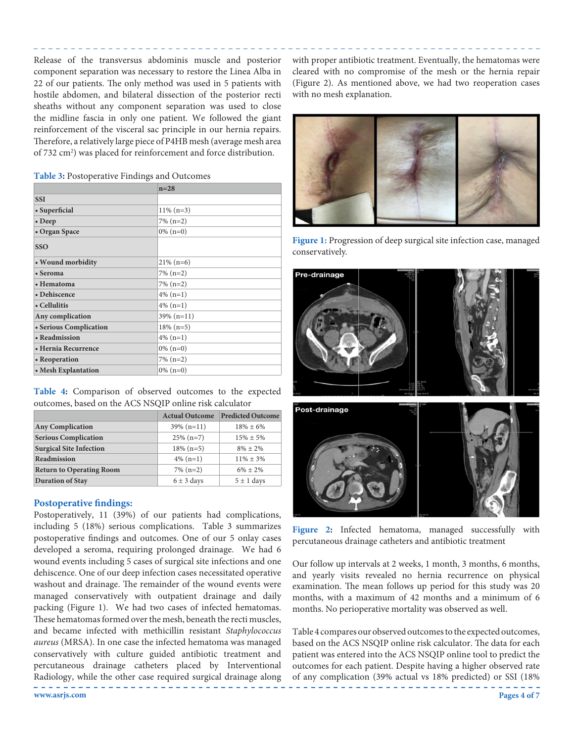Release of the transversus abdominis muscle and posterior component separation was necessary to restore the Linea Alba in 22 of our patients. The only method was used in 5 patients with hostile abdomen, and bilateral dissection of the posterior recti sheaths without any component separation was used to close the midline fascia in only one patient. We followed the giant reinforcement of the visceral sac principle in our hernia repairs. Therefore, a relatively large piece of P4HB mesh (average mesh area of 732 $cm^2$) was placed for reinforcement and force distribution.

**Table 3:** Postoperative Findings and Outcomes

| | n=28 |
|---|---|
| **SSI** | |
| • Superficial | 11% (n=3) |
| • Deep | 7% (n=2) |
| • Organ Space | 0% (n=0) |
| **SSO** | |
| • Wound morbidity | 21% (n=6) |
| • Seroma | 7% (n=2) |
| • Hematoma | 7% (n=2) |
| • Dehiscence | 4% (n=1) |
| • Cellulitis | 4% (n=1) |
| **Any complication** | 39% (n=11) |
| • Serious Complication | 18% (n=5) |
| • Readmission | 4% (n=1) |
| • Hernia Recurrence | 0% (n=0) |
| • Reoperation | 7% (n=2) |
| • Mesh Explantation | 0% (n=0) |

**Table 4:** Comparison of observed outcomes to the expected outcomes, based on the ACS NSQIP online risk calculator

| | Actual Outcome | Predicted Outcome |
|---|---|---|
| **Any Complication** | 39% (n=11) | 18% ± 6% |
| **Serious Complication** | 25% (n=7) | 15% ± 5% |
| **Surgical Site Infection** | 18% (n=5) | 8% ± 2% |
| **Readmission** | 4% (n=1) | 11% ± 3% |
| **Return to Operating Room** | 7% (n=2) | 6% ± 2% |
| **Duration of Stay** | 6 ± 3 days | 5 ± 1 days |

## Postoperative findings:

Postoperatively, 11 (39%) of our patients had complications, including 5 (18%) serious complications. Table 3 summarizes postoperative findings and outcomes. One of our 5 onlay cases developed a seroma, requiring prolonged drainage. We had 6 wound events including 5 cases of surgical site infections and one dehiscence. One of our deep infection cases necessitated operative washout and drainage. The remainder of the wound events were managed conservatively with outpatient drainage and daily packing (Figure 1). We had two cases of infected hematomas. These hematomas formed over the mesh, beneath the recti muscles, and became infected with methicillin resistant *Staphylococcus aureus* (MRSA). In one case the infected hematoma was managed conservatively with culture guided antibiotic treatment and percutaneous drainage catheters placed by Interventional Radiology, while the other case required surgical drainage along with proper antibiotic treatment. Eventually, the hematomas were cleared with no compromise of the mesh or the hernia repair (Figure 2). As mentioned above, we had two reoperation cases with no mesh explantation.

**Figure 1:** Progression of deep surgical site infection case, managed conservatively.

**Figure 2:** Infected hematoma, managed successfully with percutaneous drainage catheters and antibiotic treatment

Our follow up intervals at 2 weeks, 1 month, 3 months, 6 months, and yearly visits revealed no hernia recurrence on physical examination. The mean follows up period for this study was 20 months, with a maximum of 42 months and a minimum of 6 months. No perioperative mortality was observed as well.

Table 4 compares our observed outcomes to the expected outcomes, based on the ACS NSQIP online risk calculator. The data for each patient was entered into the ACS NSQIP online tool to predict the outcomes for each patient. Despite having a higher observed rate of any complication (39% actual vs 18% predicted) or SSI (18%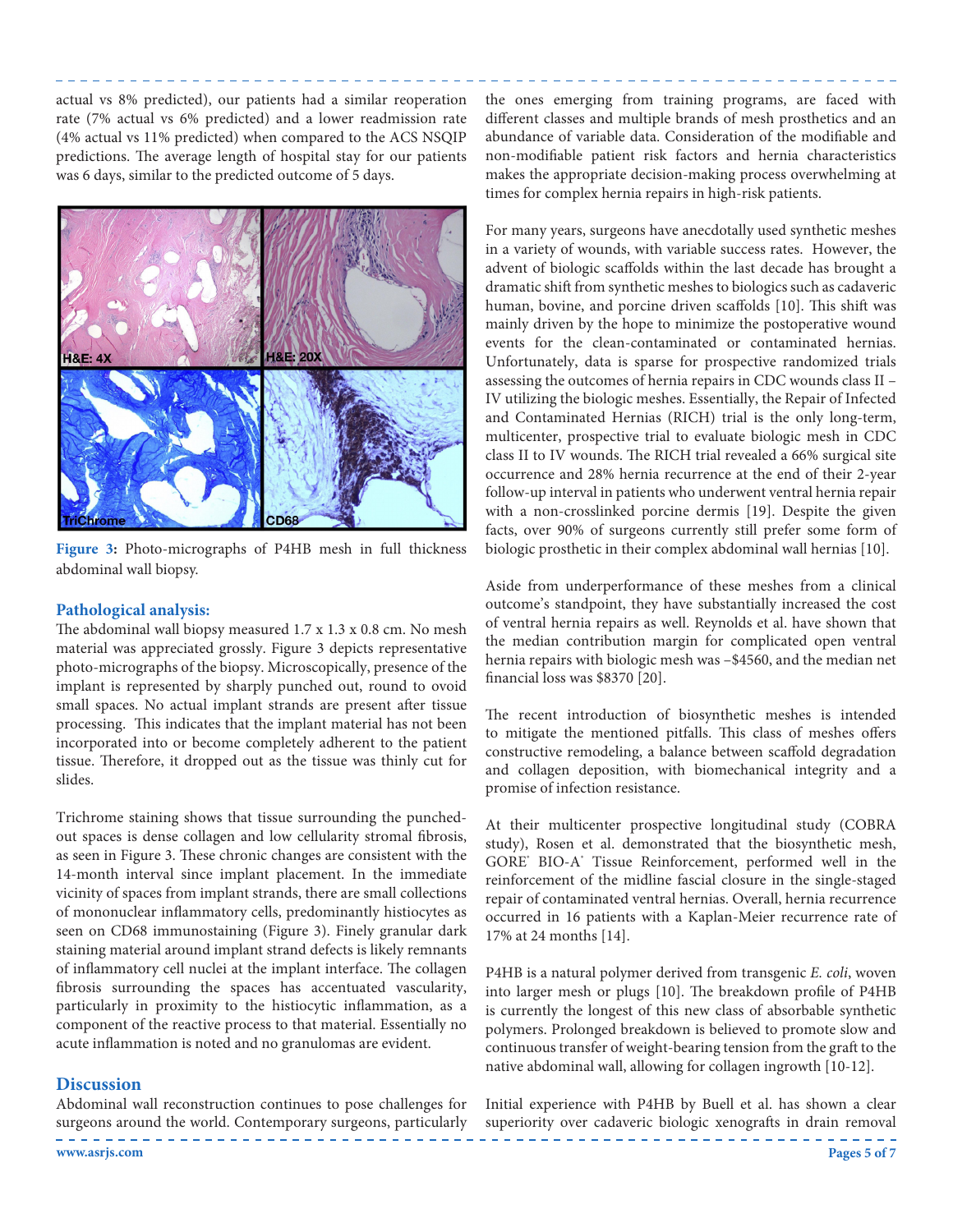actual vs 8% predicted), our patients had a similar reoperation rate (7% actual vs 6% predicted) and a lower readmission rate (4% actual vs 11% predicted) when compared to the ACS NSQIP predictions. The average length of hospital stay for our patients was 6 days, similar to the predicted outcome of 5 days.

**Figure 3:** Photo-micrographs of P4HB mesh in full thickness abdominal wall biopsy.

## Pathological analysis:

The abdominal wall biopsy measured 1.7 x 1.3 x 0.8 cm. No mesh material was appreciated grossly. Figure 3 depicts representative photo-micrographs of the biopsy. Microscopically, presence of the implant is represented by sharply punched out, round to ovoid small spaces. No actual implant strands are present after tissue processing. This indicates that the implant material has not been incorporated into or become completely adherent to the patient tissue. Therefore, it dropped out as the tissue was thinly cut for slides.

Trichrome staining shows that tissue surrounding the punched-out spaces is dense collagen and low cellularity stromal fibrosis, as seen in Figure 3. These chronic changes are consistent with the 14-month interval since implant placement. In the immediate vicinity of spaces from implant strands, there are small collections of mononuclear inflammatory cells, predominantly histiocytes as seen on CD68 immunostaining (Figure 3). Finely granular dark staining material around implant strand defects is likely remnants of inflammatory cell nuclei at the implant interface. The collagen fibrosis surrounding the spaces has accentuated vascularity, particularly in proximity to the histiocytic inflammation, as a component of the reactive process to that material. Essentially no acute inflammation is noted and no granulomas are evident.

## Discussion

Abdominal wall reconstruction continues to pose challenges for surgeons around the world. Contemporary surgeons, particularly the ones emerging from training programs, are faced with different classes and multiple brands of mesh prosthetics and an abundance of variable data. Consideration of the modifiable and non-modifiable patient risk factors and hernia characteristics makes the appropriate decision-making process overwhelming at times for complex hernia repairs in high-risk patients.

For many years, surgeons have anecdotally used synthetic meshes in a variety of wounds, with variable success rates. However, the advent of biologic scaffolds within the last decade has brought a dramatic shift from synthetic meshes to biologics such as cadaveric human, bovine, and porcine driven scaffolds [10]. This shift was mainly driven by the hope to minimize the postoperative wound events for the clean-contaminated or contaminated hernias. Unfortunately, data is sparse for prospective randomized trials assessing the outcomes of hernia repairs in CDC wounds class II – IV utilizing the biologic meshes. Essentially, the Repair of Infected and Contaminated Hernias (RICH) trial is the only long-term, multicenter, prospective trial to evaluate biologic mesh in CDC class II to IV wounds. The RICH trial revealed a 66% surgical site occurrence and 28% hernia recurrence at the end of their 2-year follow-up interval in patients who underwent ventral hernia repair with a non-crosslinked porcine dermis [19]. Despite the given facts, over 90% of surgeons currently still prefer some form of biologic prosthetic in their complex abdominal wall hernias [10].

Aside from underperformance of these meshes from a clinical outcome's standpoint, they have substantially increased the cost of ventral hernia repairs as well. Reynolds et al. have shown that the median contribution margin for complicated open ventral hernia repairs with biologic mesh was –$4560, and the median net financial loss was $8370 [20].

The recent introduction of biosynthetic meshes is intended to mitigate the mentioned pitfalls. This class of meshes offers constructive remodeling, a balance between scaffold degradation and collagen deposition, with biomechanical integrity and a promise of infection resistance.

At their multicenter prospective longitudinal study (COBRA study), Rosen et al. demonstrated that the biosynthetic mesh, GORE® BIO-A® Tissue Reinforcement, performed well in the reinforcement of the midline fascial closure in the single-staged repair of contaminated ventral hernias. Overall, hernia recurrence occurred in 16 patients with a Kaplan-Meier recurrence rate of 17% at 24 months [14].

P4HB is a natural polymer derived from transgenic *E. coli*, woven into larger mesh or plugs [10]. The breakdown profile of P4HB is currently the longest of this new class of absorbable synthetic polymers. Prolonged breakdown is believed to promote slow and continuous transfer of weight-bearing tension from the graft to the native abdominal wall, allowing for collagen ingrowth [10-12].

Initial experience with P4HB by Buell et al. has shown a clear superiority over cadaveric biologic xenografts in drain removal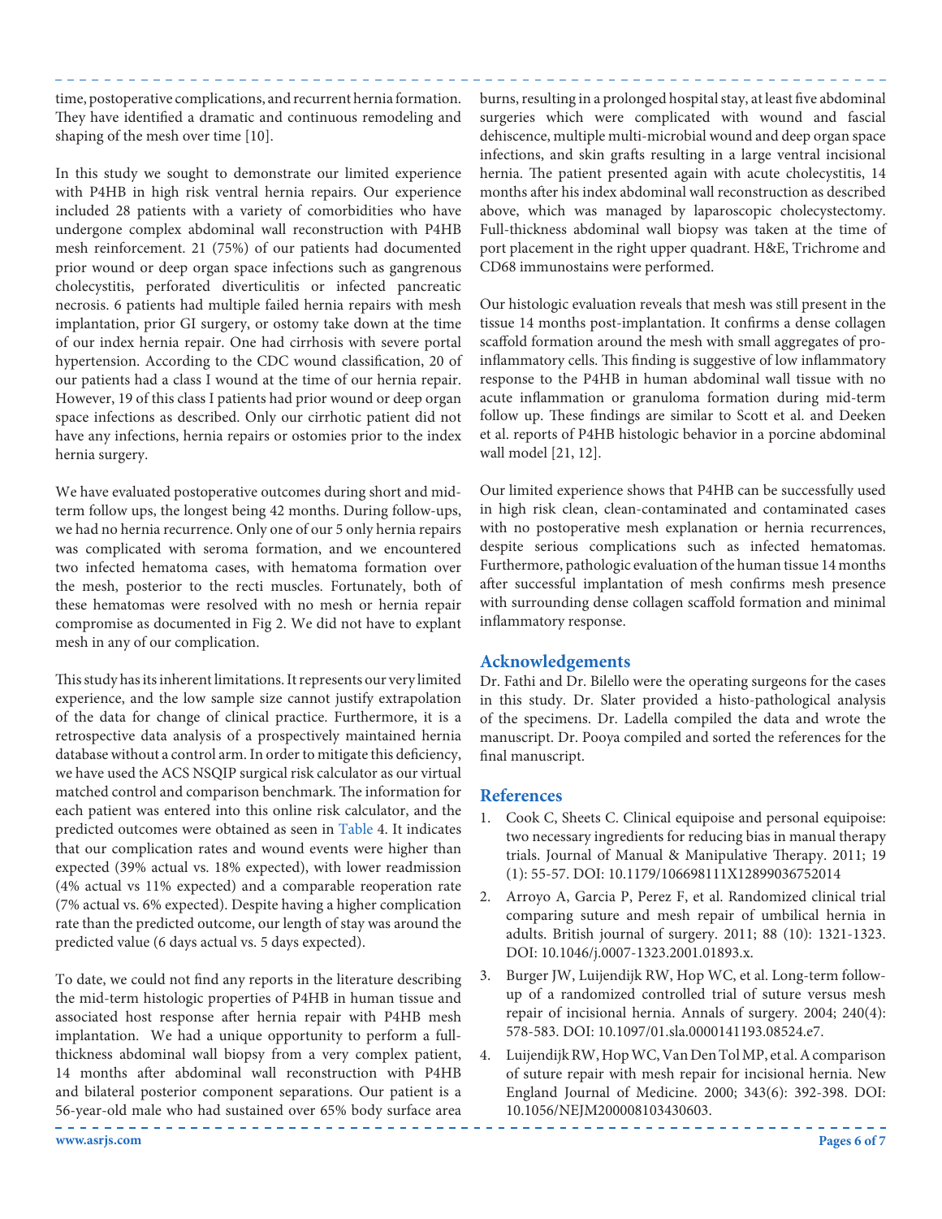time, postoperative complications, and recurrent hernia formation. They have identified a dramatic and continuous remodeling and shaping of the mesh over time [10].

In this study we sought to demonstrate our limited experience with P4HB in high risk ventral hernia repairs. Our experience included 28 patients with a variety of comorbidities who have undergone complex abdominal wall reconstruction with P4HB mesh reinforcement. 21 (75%) of our patients had documented prior wound or deep organ space infections such as gangrenous cholecystitis, perforated diverticulitis or infected pancreatic necrosis. 6 patients had multiple failed hernia repairs with mesh implantation, prior GI surgery, or ostomy take down at the time of our index hernia repair. One had cirrhosis with severe portal hypertension. According to the CDC wound classification, 20 of our patients had a class I wound at the time of our hernia repair. However, 19 of this class I patients had prior wound or deep organ space infections as described. Only our cirrhotic patient did not have any infections, hernia repairs or ostomies prior to the index hernia surgery.

We have evaluated postoperative outcomes during short and mid-term follow ups, the longest being 42 months. During follow-ups, we had no hernia recurrence. Only one of our 5 only hernia repairs was complicated with seroma formation, and we encountered two infected hematoma cases, with hematoma formation over the mesh, posterior to the recti muscles. Fortunately, both of these hematomas were resolved with no mesh or hernia repair compromise as documented in Fig 2. We did not have to explant mesh in any of our complication.

This study has its inherent limitations. It represents our very limited experience, and the low sample size cannot justify extrapolation of the data for change of clinical practice. Furthermore, it is a retrospective data analysis of a prospectively maintained hernia database without a control arm. In order to mitigate this deficiency, we have used the ACS NSQIP surgical risk calculator as our virtual matched control and comparison benchmark. The information for each patient was entered into this online risk calculator, and the predicted outcomes were obtained as seen in Table 4. It indicates that our complication rates and wound events were higher than expected (39% actual vs. 18% expected), with lower readmission (4% actual vs 11% expected) and a comparable reoperation rate (7% actual vs. 6% expected). Despite having a higher complication rate than the predicted outcome, our length of stay was around the predicted value (6 days actual vs. 5 days expected).

To date, we could not find any reports in the literature describing the mid-term histologic properties of P4HB in human tissue and associated host response after hernia repair with P4HB mesh implantation. We had a unique opportunity to perform a full-thickness abdominal wall biopsy from a very complex patient, 14 months after abdominal wall reconstruction with P4HB and bilateral posterior component separations. Our patient is a 56-year-old male who had sustained over 65% body surface area burns, resulting in a prolonged hospital stay, at least five abdominal surgeries which were complicated with wound and fascial dehiscence, multiple multi-microbial wound and deep organ space infections, and skin grafts resulting in a large ventral incisional hernia. The patient presented again with acute cholecystitis, 14 months after his index abdominal wall reconstruction as described above, which was managed by laparoscopic cholecystectomy. Full-thickness abdominal wall biopsy was taken at the time of port placement in the right upper quadrant. H&E, Trichrome and CD68 immunostains were performed.

Our histologic evaluation reveals that mesh was still present in the tissue 14 months post-implantation. It confirms a dense collagen scaffold formation around the mesh with small aggregates of pro-inflammatory cells. This finding is suggestive of low inflammatory response to the P4HB in human abdominal wall tissue with no acute inflammation or granuloma formation during mid-term follow up. These findings are similar to Scott et al. and Deeken et al. reports of P4HB histologic behavior in a porcine abdominal wall model [21, 12].

Our limited experience shows that P4HB can be successfully used in high risk clean, clean-contaminated and contaminated cases with no postoperative mesh explanation or hernia recurrences, despite serious complications such as infected hematomas. Furthermore, pathologic evaluation of the human tissue 14 months after successful implantation of mesh confirms mesh presence with surrounding dense collagen scaffold formation and minimal inflammatory response.

## Acknowledgements

Dr. Fathi and Dr. Bilello were the operating surgeons for the cases in this study. Dr. Slater provided a histo-pathological analysis of the specimens. Dr. Ladella compiled the data and wrote the manuscript. Dr. Pooya compiled and sorted the references for the final manuscript.

## References

1. Cook C, Sheets C. Clinical equipoise and personal equipoise: two necessary ingredients for reducing bias in manual therapy trials. Journal of Manual & Manipulative Therapy. 2011; 19 (1): 55-57. DOI: 10.1179/106698111X12899036752014
2. Arroyo A, Garcia P, Perez F, et al. Randomized clinical trial comparing suture and mesh repair of umbilical hernia in adults. British journal of surgery. 2011; 88 (10): 1321-1323. DOI: 10.1046/j.0007-1323.2001.01893.x.
3. Burger JW, Luijendijk RW, Hop WC, et al. Long-term follow-up of a randomized controlled trial of suture versus mesh repair of incisional hernia. Annals of surgery. 2004; 240(4): 578-583. DOI: 10.1097/01.sla.0000141193.08524.e7.
4. Luijendijk RW, Hop WC, Van Den Tol MP, et al. A comparison of suture repair with mesh repair for incisional hernia. New England Journal of Medicine. 2000; 343(6): 392-398. DOI: 10.1056/NEJM200008103430603.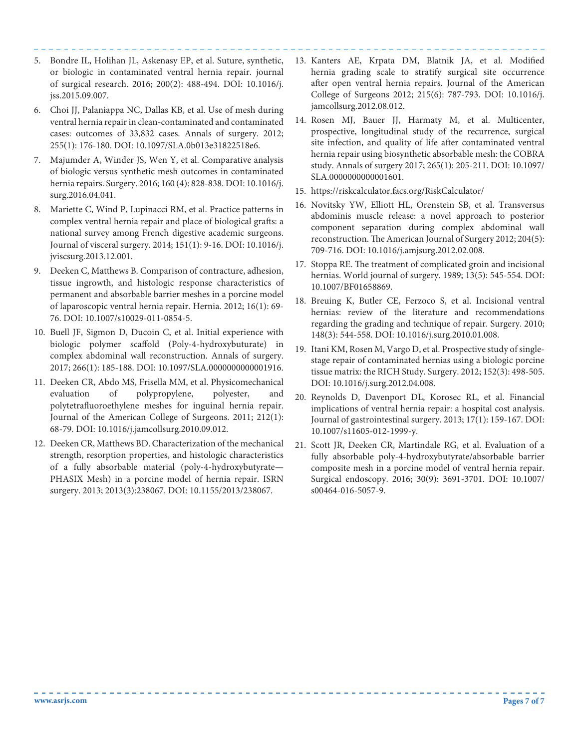5. Bondre IL, Holihan JL, Askenasy EP, et al. Suture, synthetic, or biologic in contaminated ventral hernia repair. journal of surgical research. 2016; 200(2): 488-494. DOI: 10.1016/j.jss.2015.09.007.
6. Choi JJ, Palaniappa NC, Dallas KB, et al. Use of mesh during ventral hernia repair in clean-contaminated and contaminated cases: outcomes of 33,832 cases. Annals of surgery. 2012; 255(1): 176-180. DOI: 10.1097/SLA.0b013e31822518e6.
7. Majumder A, Winder JS, Wen Y, et al. Comparative analysis of biologic versus synthetic mesh outcomes in contaminated hernia repairs. Surgery. 2016; 160 (4): 828-838. DOI: 10.1016/j.surg.2016.04.041.
8. Mariette C, Wind P, Lupinacci RM, et al. Practice patterns in complex ventral hernia repair and place of biological grafts: a national survey among French digestive academic surgeons. Journal of visceral surgery. 2014; 151(1): 9-16. DOI: 10.1016/j.jviscsurg.2013.12.001.
9. Deeken C, Matthews B. Comparison of contracture, adhesion, tissue ingrowth, and histologic response characteristics of permanent and absorbable barrier meshes in a porcine model of laparoscopic ventral hernia repair. Hernia. 2012; 16(1): 69-76. DOI: 10.1007/s10029-011-0854-5.
10. Buell JF, Sigmon D, Ducoin C, et al. Initial experience with biologic polymer scaffold (Poly-4-hydroxybuturate) in complex abdominal wall reconstruction. Annals of surgery. 2017; 266(1): 185-188. DOI: 10.1097/SLA.0000000000001916.
11. Deeken CR, Abdo MS, Frisella MM, et al. Physicomechanical evaluation of polypropylene, polyester, and polytetrafluoroethylene meshes for inguinal hernia repair. Journal of the American College of Surgeons. 2011; 212(1): 68-79. DOI: 10.1016/j.jamcollsurg.2010.09.012.
12. Deeken CR, Matthews BD. Characterization of the mechanical strength, resorption properties, and histologic characteristics of a fully absorbable material (poly-4-hydroxybutyrate—PHASIX Mesh) in a porcine model of hernia repair. ISRN surgery. 2013; 2013(3):238067. DOI: 10.1155/2013/238067.
13. Kanters AE, Krpata DM, Blatnik JA, et al. Modified hernia grading scale to stratify surgical site occurrence after open ventral hernia repairs. Journal of the American College of Surgeons 2012; 215(6): 787-793. DOI: 10.1016/j.jamcollsurg.2012.08.012.
14. Rosen MJ, Bauer JJ, Harmaty M, et al. Multicenter, prospective, longitudinal study of the recurrence, surgical site infection, and quality of life after contaminated ventral hernia repair using biosynthetic absorbable mesh: the COBRA study. Annals of surgery 2017; 265(1): 205-211. DOI: 10.1097/SLA.0000000000001601.
15. https://riskcalculator.facs.org/RiskCalculator/
16. Novitsky YW, Elliott HL, Orenstein SB, et al. Transversus abdominis muscle release: a novel approach to posterior component separation during complex abdominal wall reconstruction. The American Journal of Surgery 2012; 204(5): 709-716. DOI: 10.1016/j.amjsurg.2012.02.008.
17. Stoppa RE. The treatment of complicated groin and incisional hernias. World journal of surgery. 1989; 13(5): 545-554. DOI: 10.1007/BF01658869.
18. Breuing K, Butler CE, Ferzoco S, et al. Incisional ventral hernias: review of the literature and recommendations regarding the grading and technique of repair. Surgery. 2010; 148(3): 544-558. DOI: 10.1016/j.surg.2010.01.008.
19. Itani KM, Rosen M, Vargo D, et al. Prospective study of single-stage repair of contaminated hernias using a biologic porcine tissue matrix: the RICH Study. Surgery. 2012; 152(3): 498-505. DOI: 10.1016/j.surg.2012.04.008.
20. Reynolds D, Davenport DL, Korosec RL, et al. Financial implications of ventral hernia repair: a hospital cost analysis. Journal of gastrointestinal surgery. 2013; 17(1): 159-167. DOI: 10.1007/s11605-012-1999-y.
21. Scott JR, Deeken CR, Martindale RG, et al. Evaluation of a fully absorbable poly-4-hydroxybutyrate/absorbable barrier composite mesh in a porcine model of ventral hernia repair. Surgical endoscopy. 2016; 30(9): 3691-3701. DOI: 10.1007/s00464-016-5057-9.